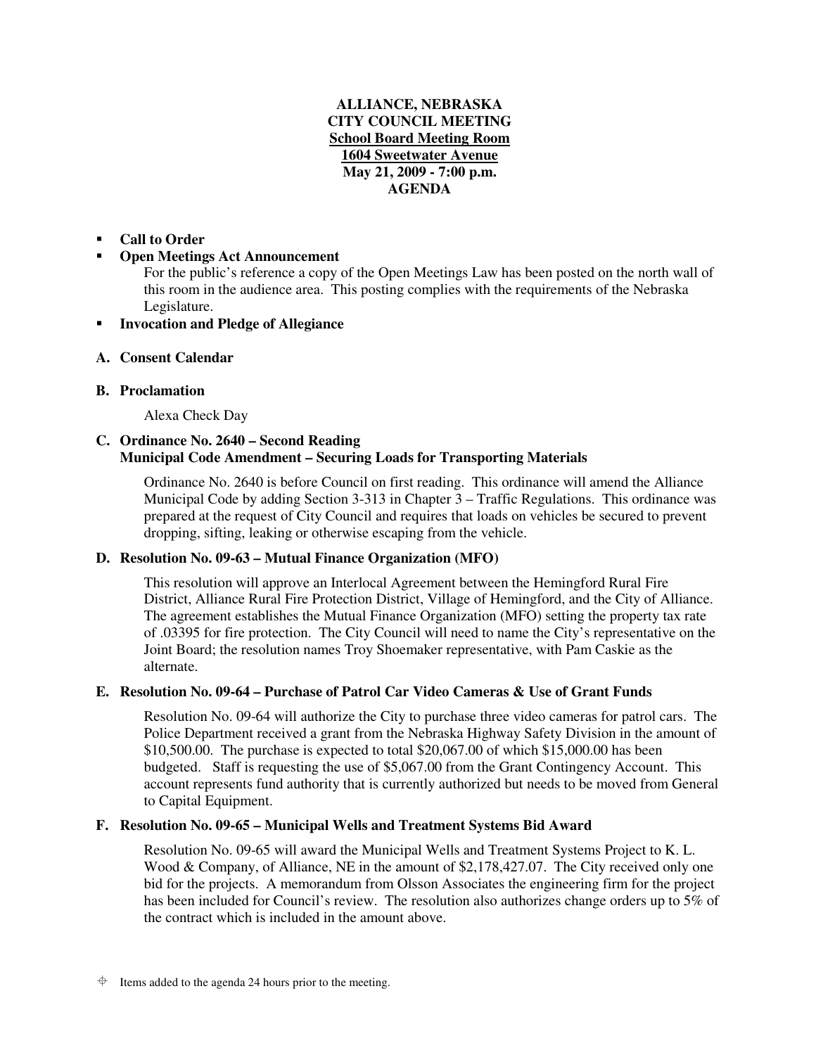**ALLIANCE, NEBRASKA**
**CITY COUNCIL MEETING**
**School Board Meeting Room**
**1604 Sweetwater Avenue**
**May 21, 2009 - 7:00 p.m.**
**AGENDA**

- **Call to Order**
- **Open Meetings Act Announcement**

  For the public's reference a copy of the Open Meetings Law has been posted on the north wall of this room in the audience area. This posting complies with the requirements of the Nebraska Legislature.
- **Invocation and Pledge of Allegiance**

**A. Consent Calendar**

**B. Proclamation**

Alexa Check Day

**C. Ordinance No. 2640 – Second Reading**
**Municipal Code Amendment – Securing Loads for Transporting Materials**

Ordinance No. 2640 is before Council on first reading. This ordinance will amend the Alliance Municipal Code by adding Section 3-313 in Chapter 3 – Traffic Regulations. This ordinance was prepared at the request of City Council and requires that loads on vehicles be secured to prevent dropping, sifting, leaking or otherwise escaping from the vehicle.

**D. Resolution No. 09-63 – Mutual Finance Organization (MFO)**

This resolution will approve an Interlocal Agreement between the Hemingford Rural Fire District, Alliance Rural Fire Protection District, Village of Hemingford, and the City of Alliance. The agreement establishes the Mutual Finance Organization (MFO) setting the property tax rate of .03395 for fire protection. The City Council will need to name the City's representative on the Joint Board; the resolution names Troy Shoemaker representative, with Pam Caskie as the alternate.

**E. Resolution No. 09-64 – Purchase of Patrol Car Video Cameras & Use of Grant Funds**

Resolution No. 09-64 will authorize the City to purchase three video cameras for patrol cars. The Police Department received a grant from the Nebraska Highway Safety Division in the amount of $10,500.00. The purchase is expected to total $20,067.00 of which $15,000.00 has been budgeted. Staff is requesting the use of $5,067.00 from the Grant Contingency Account. This account represents fund authority that is currently authorized but needs to be moved from General to Capital Equipment.

**F. Resolution No. 09-65 – Municipal Wells and Treatment Systems Bid Award**

Resolution No. 09-65 will award the Municipal Wells and Treatment Systems Project to K. L. Wood & Company, of Alliance, NE in the amount of $2,178,427.07. The City received only one bid for the projects. A memorandum from Olsson Associates the engineering firm for the project has been included for Council's review. The resolution also authorizes change orders up to 5% of the contract which is included in the amount above.

⌖ Items added to the agenda 24 hours prior to the meeting.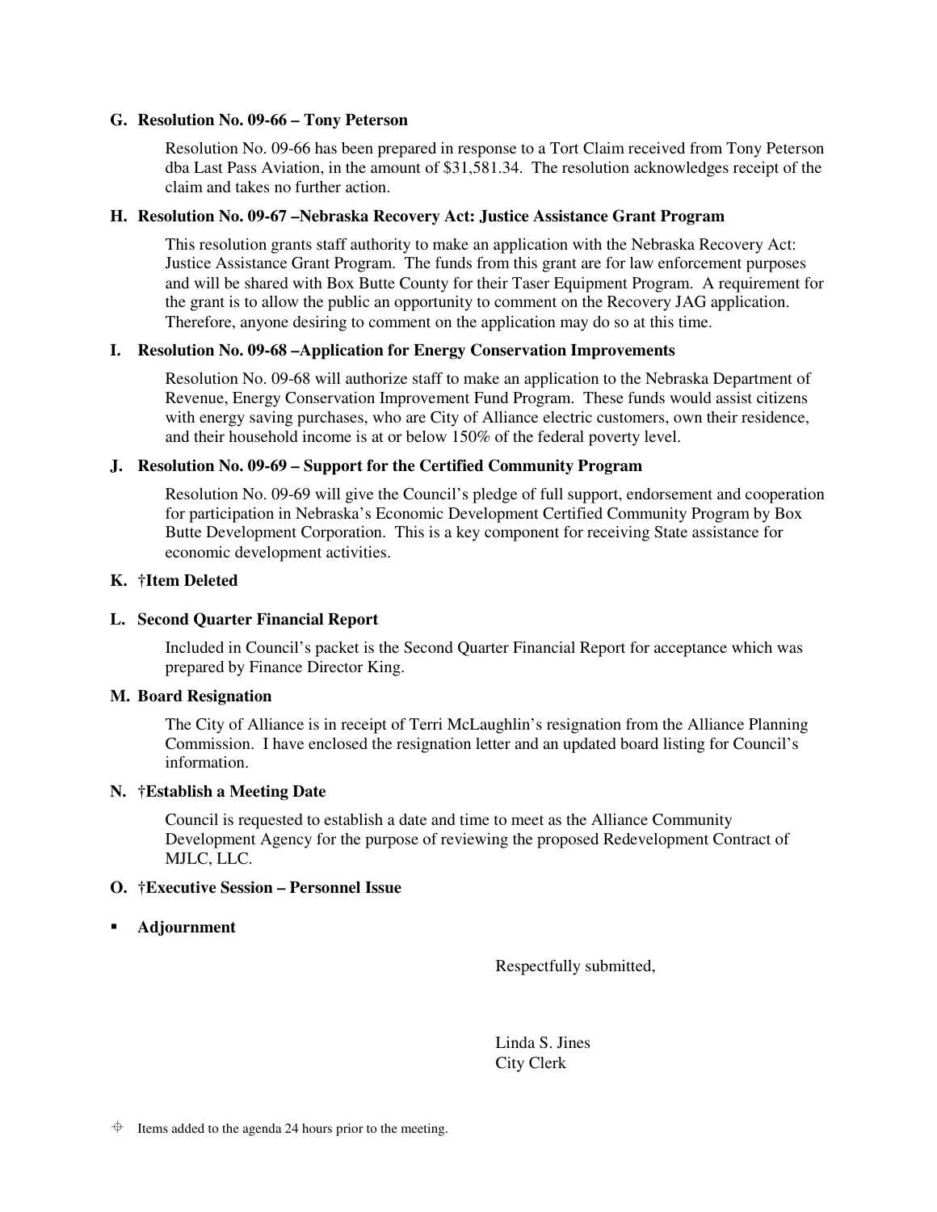**G. Resolution No. 09-66 – Tony Peterson**

Resolution No. 09-66 has been prepared in response to a Tort Claim received from Tony Peterson dba Last Pass Aviation, in the amount of $31,581.34. The resolution acknowledges receipt of the claim and takes no further action.

**H. Resolution No. 09-67 –Nebraska Recovery Act: Justice Assistance Grant Program**

This resolution grants staff authority to make an application with the Nebraska Recovery Act: Justice Assistance Grant Program. The funds from this grant are for law enforcement purposes and will be shared with Box Butte County for their Taser Equipment Program. A requirement for the grant is to allow the public an opportunity to comment on the Recovery JAG application. Therefore, anyone desiring to comment on the application may do so at this time.

**I. Resolution No. 09-68 –Application for Energy Conservation Improvements**

Resolution No. 09-68 will authorize staff to make an application to the Nebraska Department of Revenue, Energy Conservation Improvement Fund Program. These funds would assist citizens with energy saving purchases, who are City of Alliance electric customers, own their residence, and their household income is at or below 150% of the federal poverty level.

**J. Resolution No. 09-69 – Support for the Certified Community Program**

Resolution No. 09-69 will give the Council's pledge of full support, endorsement and cooperation for participation in Nebraska's Economic Development Certified Community Program by Box Butte Development Corporation. This is a key component for receiving State assistance for economic development activities.

**K. †Item Deleted**

**L. Second Quarter Financial Report**

Included in Council's packet is the Second Quarter Financial Report for acceptance which was prepared by Finance Director King.

**M. Board Resignation**

The City of Alliance is in receipt of Terri McLaughlin's resignation from the Alliance Planning Commission. I have enclosed the resignation letter and an updated board listing for Council's information.

**N. †Establish a Meeting Date**

Council is requested to establish a date and time to meet as the Alliance Community Development Agency for the purpose of reviewing the proposed Redevelopment Contract of MJLC, LLC.

**O. †Executive Session – Personnel Issue**

- **Adjournment**

Respectfully submitted,

Linda S. Jines
City Clerk

† Items added to the agenda 24 hours prior to the meeting.